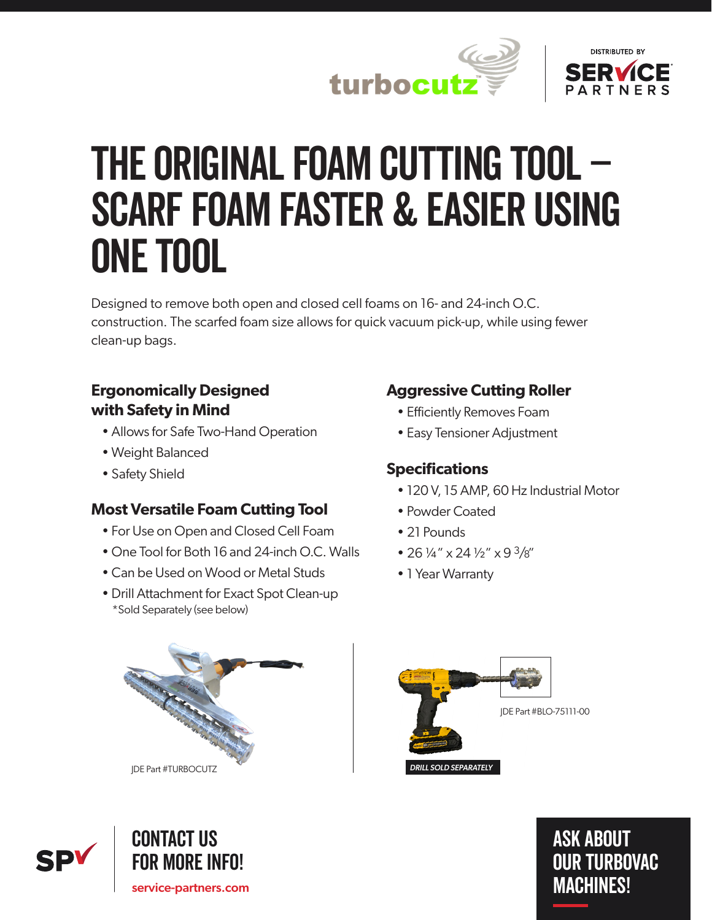turbocutz™

DISTRIBUTED BY SERVICE PARTNERS

# THE ORIGINAL FOAM CUTTING TOOL – SCARF FOAM FASTER & EASIER USING ONE TOOL

Designed to remove both open and closed cell foams on 16- and 24-inch O.C. construction. The scarfed foam size allows for quick vacuum pick-up, while using fewer clean-up bags.

### Ergonomically Designed with Safety in Mind

- Allows for Safe Two-Hand Operation
- Weight Balanced
- Safety Shield

### Most Versatile Foam Cutting Tool

- For Use on Open and Closed Cell Foam
- One Tool for Both 16 and 24-inch O.C. Walls
- Can be Used on Wood or Metal Studs
- Drill Attachment for Exact Spot Clean-up
  *Sold Separately (see below)

### Aggressive Cutting Roller

- Efficiently Removes Foam
- Easy Tensioner Adjustment

### Specifications

- 120 V, 15 AMP, 60 Hz Industrial Motor
- Powder Coated
- 21 Pounds
- 26 ¼" x 24 ½" x 9 3/8"
- 1 Year Warranty

JDE Part #TURBOCUTZ

JDE Part #BLO-75111-00

*DRILL SOLD SEPARATELY*

SP

## CONTACT US FOR MORE INFO!

**service-partners.com**

## ASK ABOUT OUR TURBOVAC MACHINES!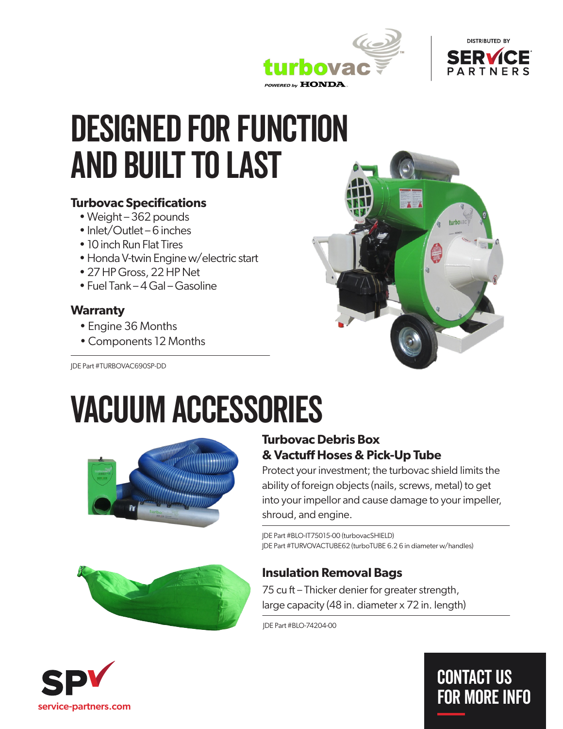DISTRIBUTED BY

# DESIGNED FOR FUNCTION AND BUILT TO LAST

### Turbovac Specifications

- Weight – 362 pounds
- Inlet/Outlet – 6 inches
- 10 inch Run Flat Tires
- Honda V-twin Engine w/electric start
- 27 HP Gross, 22 HP Net
- Fuel Tank – 4 Gal – Gasoline

### Warranty

- Engine 36 Months
- Components 12 Months

JDE Part #TURBOVAC690SP-DD

# VACUUM ACCESSORIES

### Turbovac Debris Box & Vactuff Hoses & Pick-Up Tube

Protect your investment; the turbovac shield limits the ability of foreign objects (nails, screws, metal) to get into your impellor and cause damage to your impeller, shroud, and engine.

JDE Part #BLO-IT75015-00 (turbovacSHIELD)
JDE Part #TURVOVACTUBE62 (turboTUBE 6.2 6 in diameter w/handles)

### Insulation Removal Bags

75 cu ft – Thicker denier for greater strength, large capacity (48 in. diameter x 72 in. length)

JDE Part #BLO-74204-00

service-partners.com

**CONTACT US FOR MORE INFO**